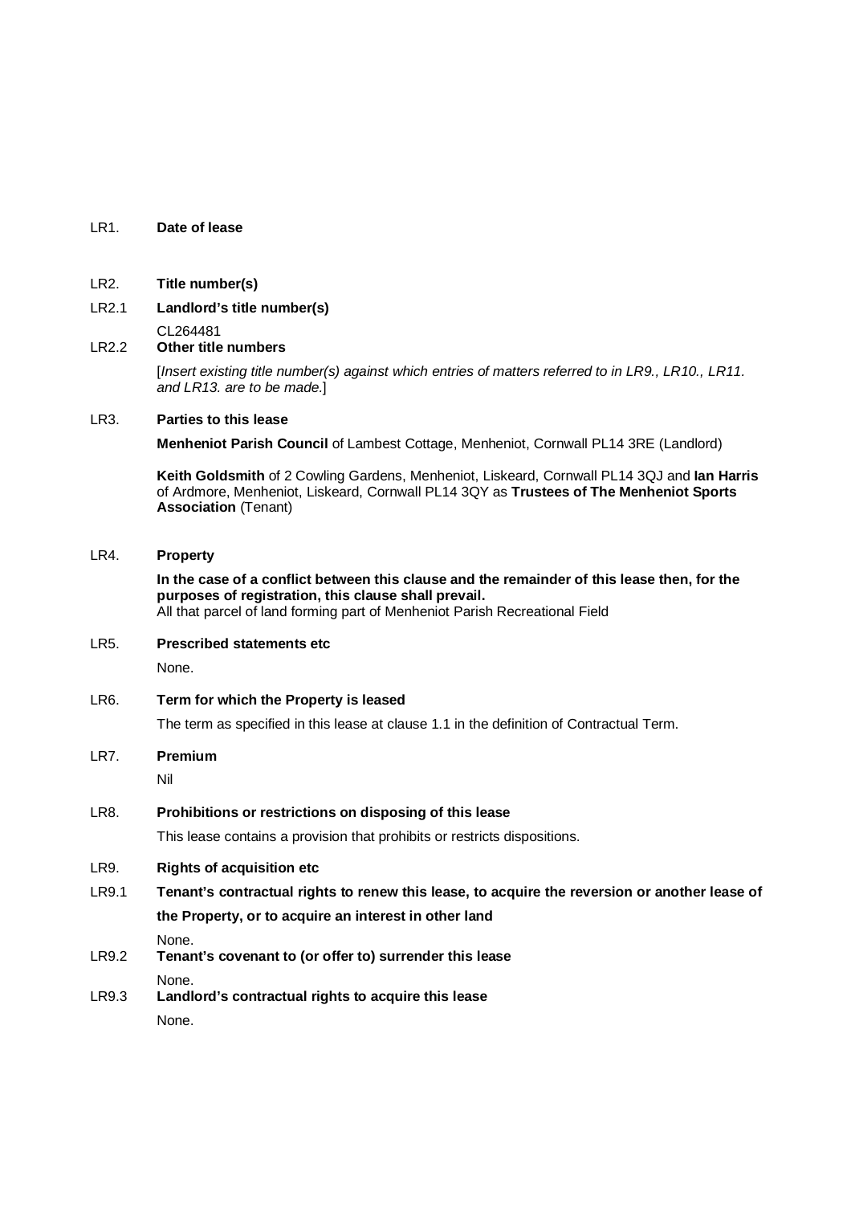LR1. **Date of lease**

LR2. **Title number(s)**

LR2.1 **Landlord's title number(s)**

CL264481

LR2.2 **Other title numbers**

[*Insert existing title number(s) against which entries of matters referred to in LR9., LR10., LR11. and LR13. are to be made.*]

LR3. **Parties to this lease**

**Menheniot Parish Council** of Lambest Cottage, Menheniot, Cornwall PL14 3RE (Landlord)

**Keith Goldsmith** of 2 Cowling Gardens, Menheniot, Liskeard, Cornwall PL14 3QJ and **Ian Harris** of Ardmore, Menheniot, Liskeard, Cornwall PL14 3QY as **Trustees of The Menheniot Sports Association** (Tenant)

LR4. **Property**

**In the case of a conflict between this clause and the remainder of this lease then, for the purposes of registration, this clause shall prevail.**

All that parcel of land forming part of Menheniot Parish Recreational Field

LR5. **Prescribed statements etc**

None.

LR6. **Term for which the Property is leased**

The term as specified in this lease at clause 1.1 in the definition of Contractual Term.

LR7. **Premium**

Nil

LR8. **Prohibitions or restrictions on disposing of this lease**

This lease contains a provision that prohibits or restricts dispositions.

LR9. **Rights of acquisition etc**

LR9.1 **Tenant's contractual rights to renew this lease, to acquire the reversion or another lease of the Property, or to acquire an interest in other land**

None.

LR9.2 **Tenant's covenant to (or offer to) surrender this lease**

None.

LR9.3 **Landlord's contractual rights to acquire this lease**

None.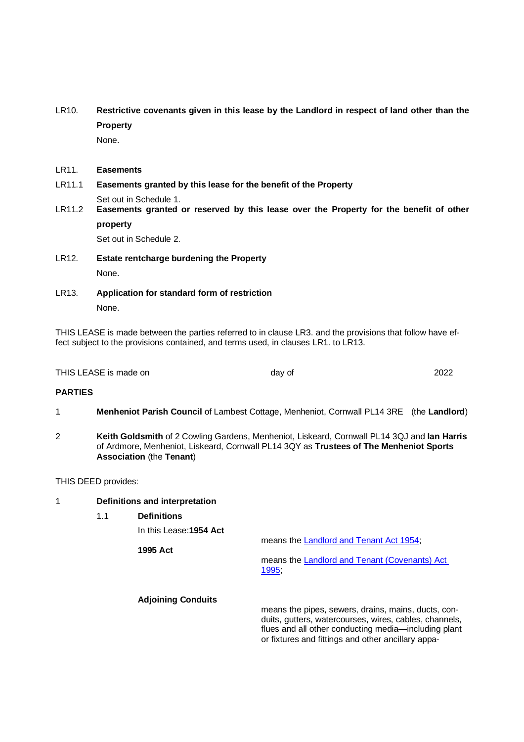LR10. **Restrictive covenants given in this lease by the Landlord in respect of land other than the Property**

None.

LR11. **Easements**

LR11.1 **Easements granted by this lease for the benefit of the Property**

Set out in Schedule 1.

LR11.2 **Easements granted or reserved by this lease over the Property for the benefit of other property**

Set out in Schedule 2.

LR12. **Estate rentcharge burdening the Property**

None.

LR13. **Application for standard form of restriction**

None.

THIS LEASE is made between the parties referred to in clause LR3. and the provisions that follow have effect subject to the provisions contained, and terms used, in clauses LR1. to LR13.

THIS LEASE is made on day of 2022

**PARTIES**

1 **Menheniot Parish Council** of Lambest Cottage, Menheniot, Cornwall PL14 3RE (the **Landlord**)

2 **Keith Goldsmith** of 2 Cowling Gardens, Menheniot, Liskeard, Cornwall PL14 3QJ and **Ian Harris** of Ardmore, Menheniot, Liskeard, Cornwall PL14 3QY as **Trustees of The Menheniot Sports Association** (the **Tenant**)

THIS DEED provides:

1 **Definitions and interpretation**

1.1 **Definitions**

In this Lease:

**1954 Act** means the Landlord and Tenant Act 1954;

**1995 Act** means the Landlord and Tenant (Covenants) Act 1995;

**Adjoining Conduits** means the pipes, sewers, drains, mains, ducts, conduits, gutters, watercourses, wires, cables, channels, flues and all other conducting media—including plant or fixtures and fittings and other ancillary appa-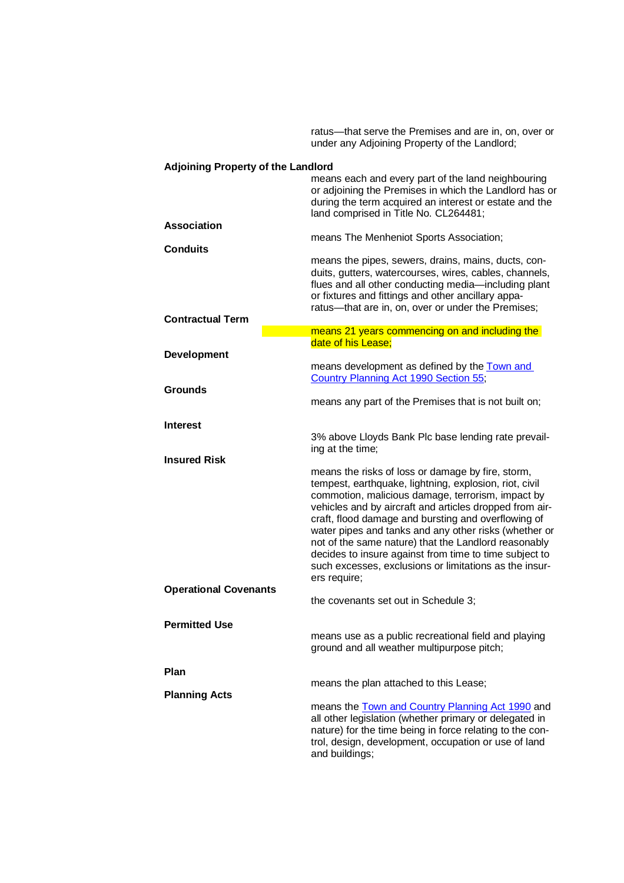ratus—that serve the Premises and are in, on, over or under any Adjoining Property of the Landlord;

**Adjoining Property of the Landlord**
means each and every part of the land neighbouring or adjoining the Premises in which the Landlord has or during the term acquired an interest or estate and the land comprised in Title No. CL264481;

**Association**
means The Menheniot Sports Association;

**Conduits**
means the pipes, sewers, drains, mains, ducts, conduits, gutters, watercourses, wires, cables, channels, flues and all other conducting media—including plant or fixtures and fittings and other ancillary apparatus—that are in, on, over or under the Premises;

**Contractual Term**
means 21 years commencing on and including the date of his Lease;

**Development**
means development as defined by the Town and Country Planning Act 1990 Section 55;

**Grounds**
means any part of the Premises that is not built on;

**Interest**
3% above Lloyds Bank Plc base lending rate prevailing at the time;

**Insured Risk**
means the risks of loss or damage by fire, storm, tempest, earthquake, lightning, explosion, riot, civil commotion, malicious damage, terrorism, impact by vehicles and by aircraft and articles dropped from aircraft, flood damage and bursting and overflowing of water pipes and tanks and any other risks (whether or not of the same nature) that the Landlord reasonably decides to insure against from time to time subject to such excesses, exclusions or limitations as the insurers require;

**Operational Covenants**
the covenants set out in Schedule 3;

**Permitted Use**
means use as a public recreational field and playing ground and all weather multipurpose pitch;

**Plan**
means the plan attached to this Lease;

**Planning Acts**
means the Town and Country Planning Act 1990 and all other legislation (whether primary or delegated in nature) for the time being in force relating to the control, design, development, occupation or use of land and buildings;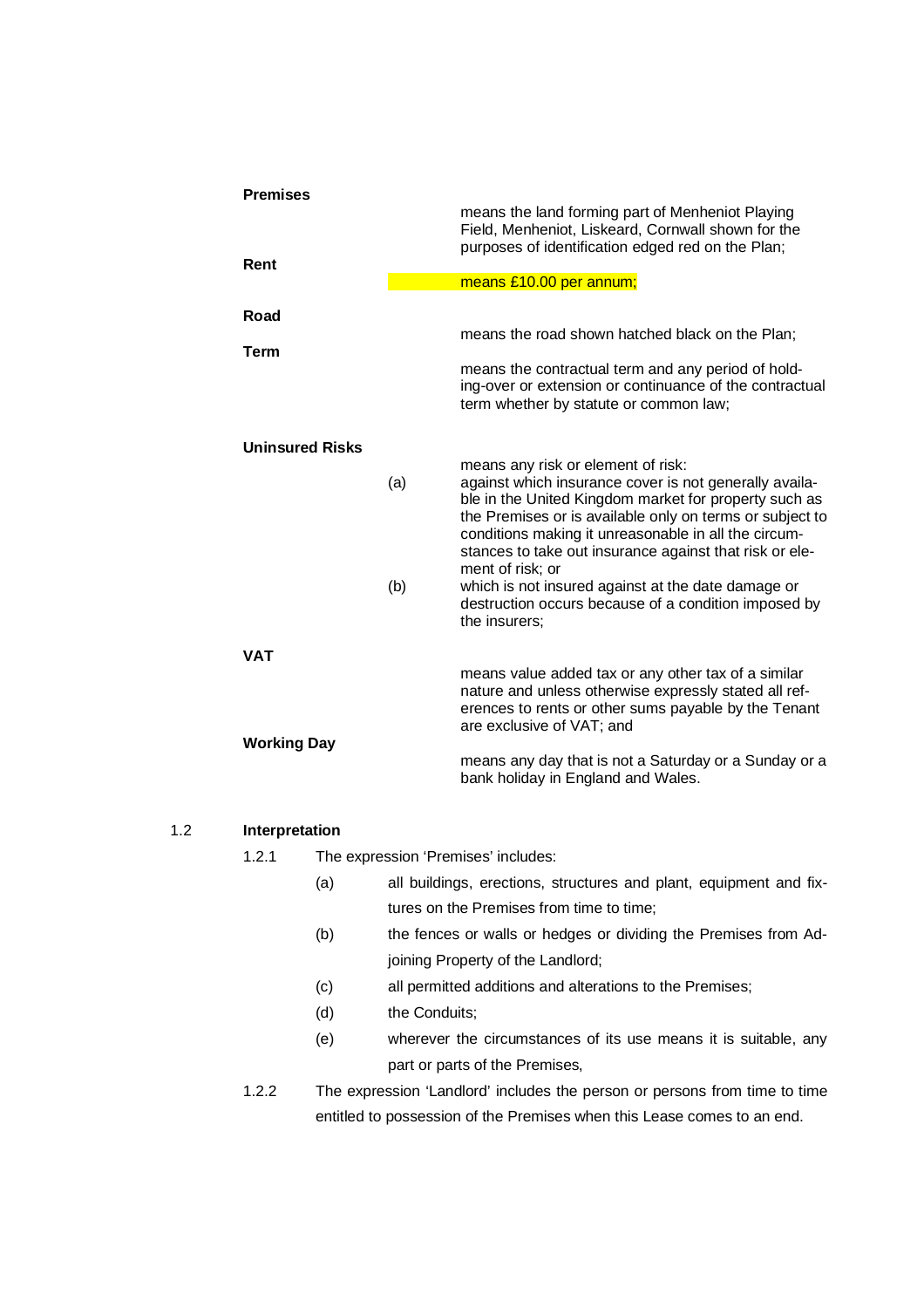**Premises**
means the land forming part of Menheniot Playing Field, Menheniot, Liskeard, Cornwall shown for the purposes of identification edged red on the Plan;

**Rent**
means £10.00 per annum;

**Road**
means the road shown hatched black on the Plan;

**Term**
means the contractual term and any period of holding-over or extension or continuance of the contractual term whether by statute or common law;

**Uninsured Risks**
means any risk or element of risk:

(a) against which insurance cover is not generally available in the United Kingdom market for property such as the Premises or is available only on terms or subject to conditions making it unreasonable in all the circumstances to take out insurance against that risk or element of risk; or

(b) which is not insured against at the date damage or destruction occurs because of a condition imposed by the insurers;

**VAT**
means value added tax or any other tax of a similar nature and unless otherwise expressly stated all references to rents or other sums payable by the Tenant are exclusive of VAT; and

**Working Day**
means any day that is not a Saturday or a Sunday or a bank holiday in England and Wales.

1.2 **Interpretation**

1.2.1 The expression 'Premises' includes:

(a) all buildings, erections, structures and plant, equipment and fixtures on the Premises from time to time;

(b) the fences or walls or hedges or dividing the Premises from Adjoining Property of the Landlord;

(c) all permitted additions and alterations to the Premises;

(d) the Conduits;

(e) wherever the circumstances of its use means it is suitable, any part or parts of the Premises,

1.2.2 The expression 'Landlord' includes the person or persons from time to time entitled to possession of the Premises when this Lease comes to an end.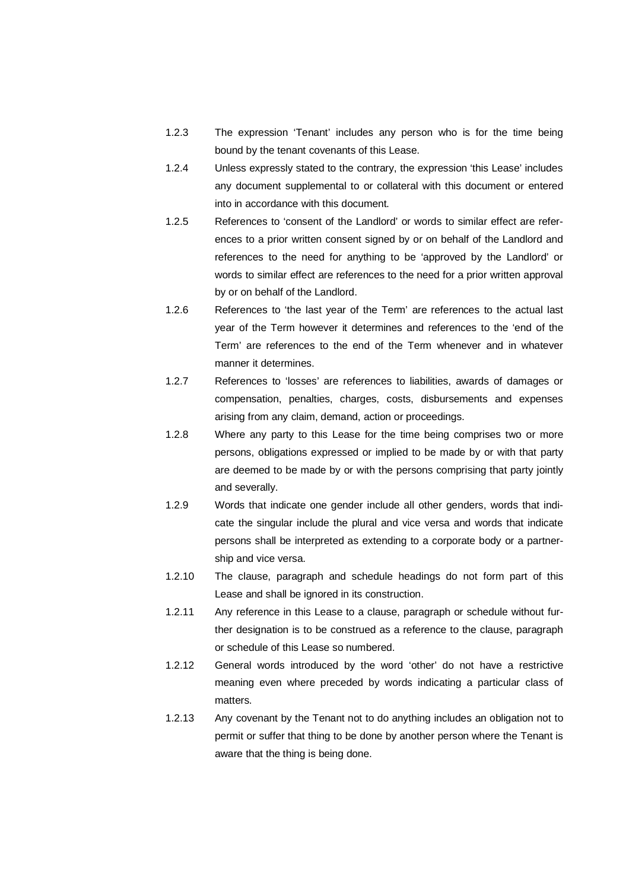1.2.3 The expression 'Tenant' includes any person who is for the time being bound by the tenant covenants of this Lease.

1.2.4 Unless expressly stated to the contrary, the expression 'this Lease' includes any document supplemental to or collateral with this document or entered into in accordance with this document.

1.2.5 References to 'consent of the Landlord' or words to similar effect are references to a prior written consent signed by or on behalf of the Landlord and references to the need for anything to be 'approved by the Landlord' or words to similar effect are references to the need for a prior written approval by or on behalf of the Landlord.

1.2.6 References to 'the last year of the Term' are references to the actual last year of the Term however it determines and references to the 'end of the Term' are references to the end of the Term whenever and in whatever manner it determines.

1.2.7 References to 'losses' are references to liabilities, awards of damages or compensation, penalties, charges, costs, disbursements and expenses arising from any claim, demand, action or proceedings.

1.2.8 Where any party to this Lease for the time being comprises two or more persons, obligations expressed or implied to be made by or with that party are deemed to be made by or with the persons comprising that party jointly and severally.

1.2.9 Words that indicate one gender include all other genders, words that indicate the singular include the plural and vice versa and words that indicate persons shall be interpreted as extending to a corporate body or a partnership and vice versa.

1.2.10 The clause, paragraph and schedule headings do not form part of this Lease and shall be ignored in its construction.

1.2.11 Any reference in this Lease to a clause, paragraph or schedule without further designation is to be construed as a reference to the clause, paragraph or schedule of this Lease so numbered.

1.2.12 General words introduced by the word 'other' do not have a restrictive meaning even where preceded by words indicating a particular class of matters.

1.2.13 Any covenant by the Tenant not to do anything includes an obligation not to permit or suffer that thing to be done by another person where the Tenant is aware that the thing is being done.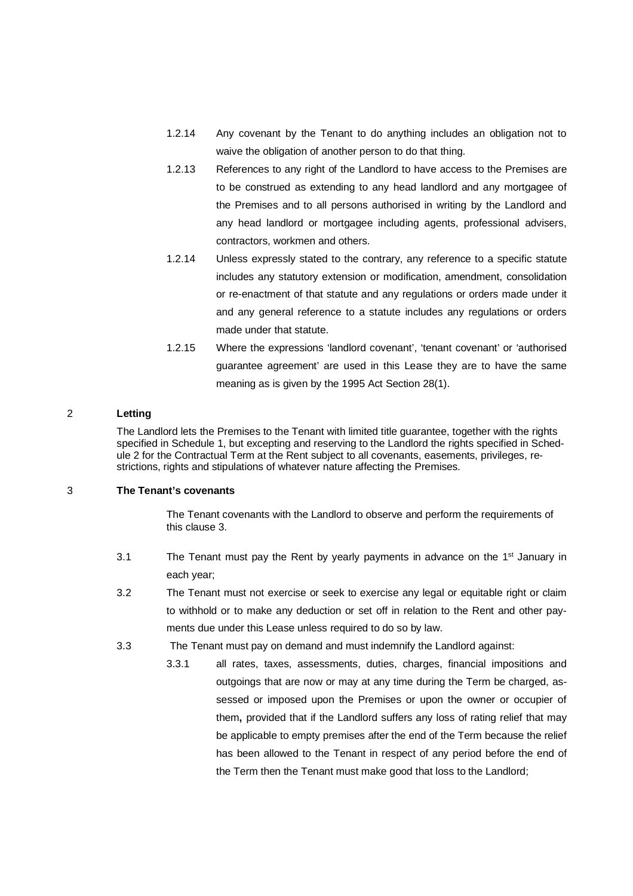1.2.14 Any covenant by the Tenant to do anything includes an obligation not to waive the obligation of another person to do that thing.

1.2.13 References to any right of the Landlord to have access to the Premises are to be construed as extending to any head landlord and any mortgagee of the Premises and to all persons authorised in writing by the Landlord and any head landlord or mortgagee including agents, professional advisers, contractors, workmen and others.

1.2.14 Unless expressly stated to the contrary, any reference to a specific statute includes any statutory extension or modification, amendment, consolidation or re-enactment of that statute and any regulations or orders made under it and any general reference to a statute includes any regulations or orders made under that statute.

1.2.15 Where the expressions 'landlord covenant', 'tenant covenant' or 'authorised guarantee agreement' are used in this Lease they are to have the same meaning as is given by the 1995 Act Section 28(1).

## 2 Letting

The Landlord lets the Premises to the Tenant with limited title guarantee, together with the rights specified in Schedule 1, but excepting and reserving to the Landlord the rights specified in Schedule 2 for the Contractual Term at the Rent subject to all covenants, easements, privileges, restrictions, rights and stipulations of whatever nature affecting the Premises.

## 3 The Tenant's covenants

The Tenant covenants with the Landlord to observe and perform the requirements of this clause 3.

3.1 The Tenant must pay the Rent by yearly payments in advance on the 1st January in each year;

3.2 The Tenant must not exercise or seek to exercise any legal or equitable right or claim to withhold or to make any deduction or set off in relation to the Rent and other payments due under this Lease unless required to do so by law.

3.3 The Tenant must pay on demand and must indemnify the Landlord against:

3.3.1 all rates, taxes, assessments, duties, charges, financial impositions and outgoings that are now or may at any time during the Term be charged, assessed or imposed upon the Premises or upon the owner or occupier of them**,** provided that if the Landlord suffers any loss of rating relief that may be applicable to empty premises after the end of the Term because the relief has been allowed to the Tenant in respect of any period before the end of the Term then the Tenant must make good that loss to the Landlord;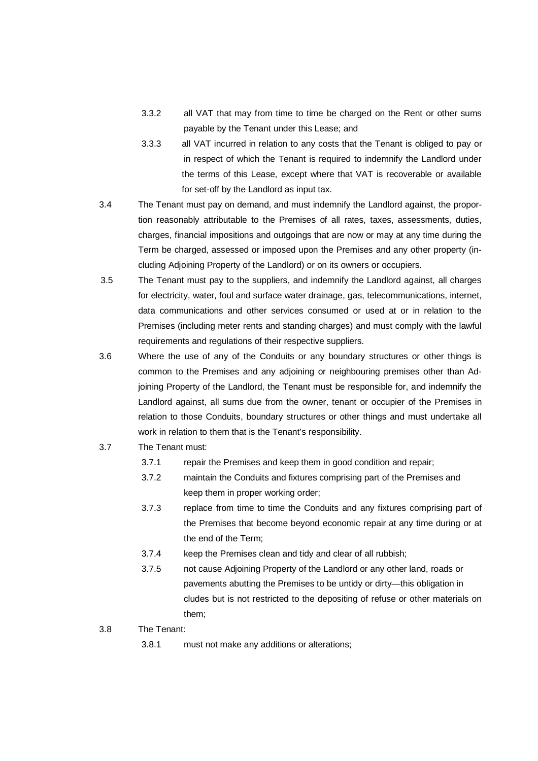3.3.2 all VAT that may from time to time be charged on the Rent or other sums payable by the Tenant under this Lease; and

3.3.3 all VAT incurred in relation to any costs that the Tenant is obliged to pay or in respect of which the Tenant is required to indemnify the Landlord under the terms of this Lease, except where that VAT is recoverable or available for set-off by the Landlord as input tax.

3.4 The Tenant must pay on demand, and must indemnify the Landlord against, the proportion reasonably attributable to the Premises of all rates, taxes, assessments, duties, charges, financial impositions and outgoings that are now or may at any time during the Term be charged, assessed or imposed upon the Premises and any other property (including Adjoining Property of the Landlord) or on its owners or occupiers.

3.5 The Tenant must pay to the suppliers, and indemnify the Landlord against, all charges for electricity, water, foul and surface water drainage, gas, telecommunications, internet, data communications and other services consumed or used at or in relation to the Premises (including meter rents and standing charges) and must comply with the lawful requirements and regulations of their respective suppliers.

3.6 Where the use of any of the Conduits or any boundary structures or other things is common to the Premises and any adjoining or neighbouring premises other than Adjoining Property of the Landlord, the Tenant must be responsible for, and indemnify the Landlord against, all sums due from the owner, tenant or occupier of the Premises in relation to those Conduits, boundary structures or other things and must undertake all work in relation to them that is the Tenant's responsibility.

3.7 The Tenant must:

3.7.1 repair the Premises and keep them in good condition and repair;

3.7.2 maintain the Conduits and fixtures comprising part of the Premises and keep them in proper working order;

3.7.3 replace from time to time the Conduits and any fixtures comprising part of the Premises that become beyond economic repair at any time during or at the end of the Term;

3.7.4 keep the Premises clean and tidy and clear of all rubbish;

3.7.5 not cause Adjoining Property of the Landlord or any other land, roads or pavements abutting the Premises to be untidy or dirty—this obligation includes but is not restricted to the depositing of refuse or other materials on them;

3.8 The Tenant:

3.8.1 must not make any additions or alterations;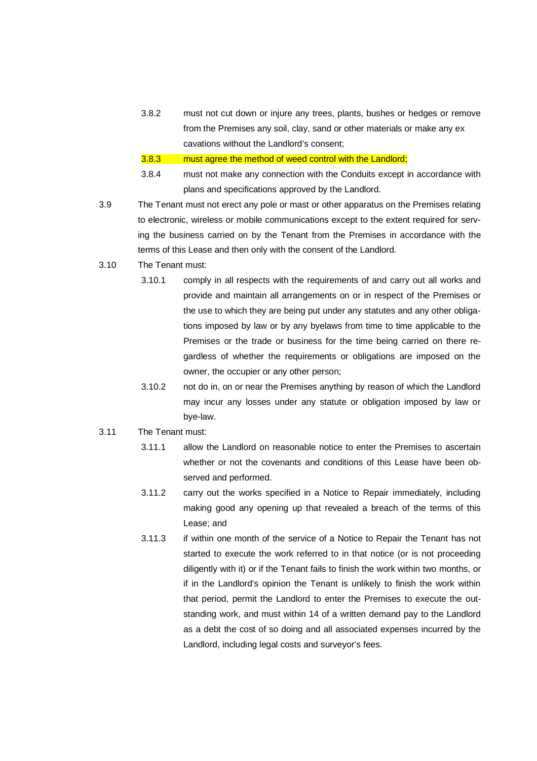3.8.2 must not cut down or injure any trees, plants, bushes or hedges or remove from the Premises any soil, clay, sand or other materials or make any excavations without the Landlord's consent;

3.8.3 must agree the method of weed control with the Landlord;

3.8.4 must not make any connection with the Conduits except in accordance with plans and specifications approved by the Landlord.

3.9 The Tenant must not erect any pole or mast or other apparatus on the Premises relating to electronic, wireless or mobile communications except to the extent required for serving the business carried on by the Tenant from the Premises in accordance with the terms of this Lease and then only with the consent of the Landlord.

3.10 The Tenant must:

3.10.1 comply in all respects with the requirements of and carry out all works and provide and maintain all arrangements on or in respect of the Premises or the use to which they are being put under any statutes and any other obligations imposed by law or by any byelaws from time to time applicable to the Premises or the trade or business for the time being carried on there regardless of whether the requirements or obligations are imposed on the owner, the occupier or any other person;

3.10.2 not do in, on or near the Premises anything by reason of which the Landlord may incur any losses under any statute or obligation imposed by law or bye-law.

3.11 The Tenant must:

3.11.1 allow the Landlord on reasonable notice to enter the Premises to ascertain whether or not the covenants and conditions of this Lease have been observed and performed.

3.11.2 carry out the works specified in a Notice to Repair immediately, including making good any opening up that revealed a breach of the terms of this Lease; and

3.11.3 if within one month of the service of a Notice to Repair the Tenant has not started to execute the work referred to in that notice (or is not proceeding diligently with it) or if the Tenant fails to finish the work within two months, or if in the Landlord's opinion the Tenant is unlikely to finish the work within that period, permit the Landlord to enter the Premises to execute the outstanding work, and must within 14 of a written demand pay to the Landlord as a debt the cost of so doing and all associated expenses incurred by the Landlord, including legal costs and surveyor's fees.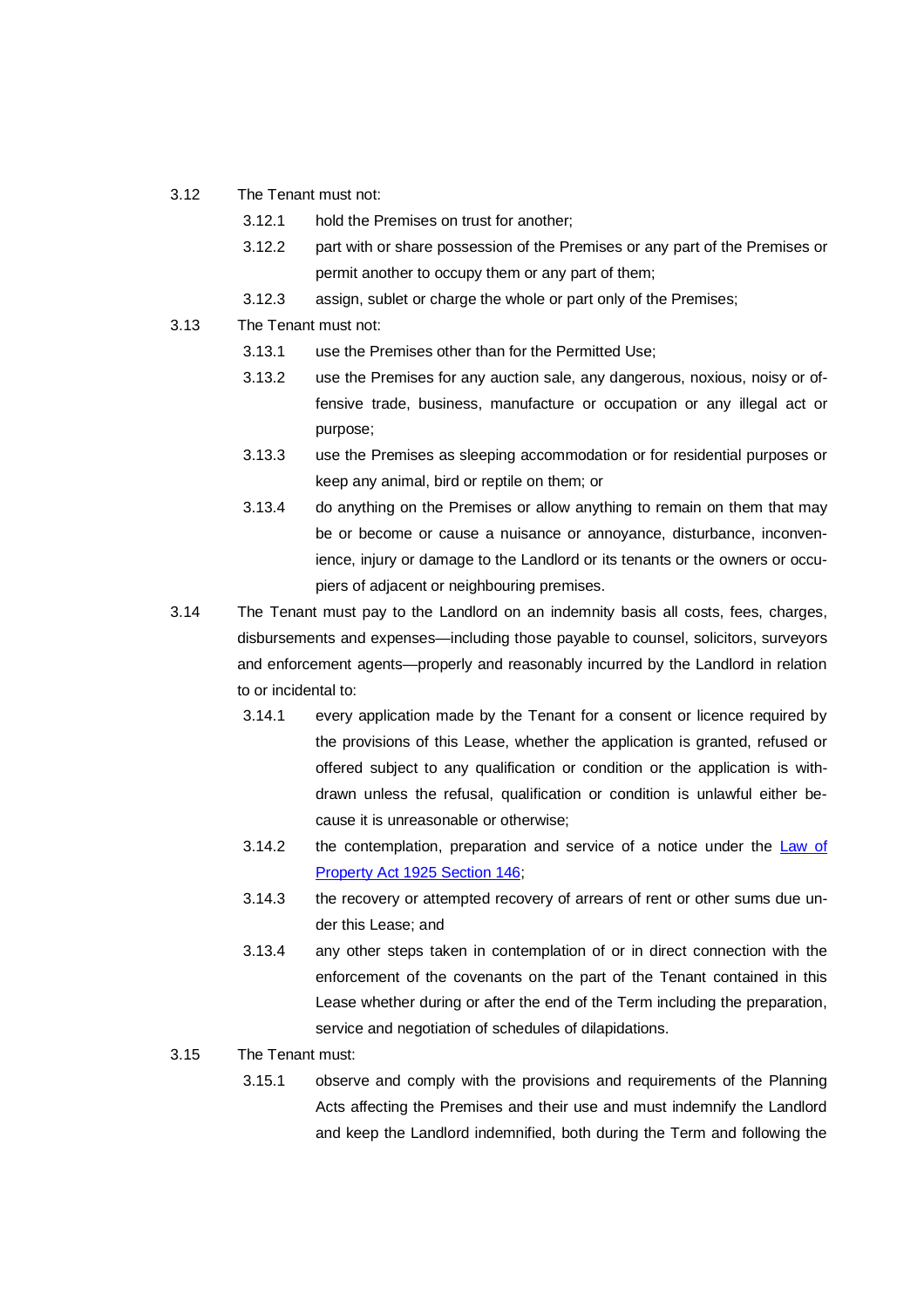3.12 The Tenant must not:

3.12.1 hold the Premises on trust for another;

3.12.2 part with or share possession of the Premises or any part of the Premises or permit another to occupy them or any part of them;

3.12.3 assign, sublet or charge the whole or part only of the Premises;

3.13 The Tenant must not:

3.13.1 use the Premises other than for the Permitted Use;

3.13.2 use the Premises for any auction sale, any dangerous, noxious, noisy or offensive trade, business, manufacture or occupation or any illegal act or purpose;

3.13.3 use the Premises as sleeping accommodation or for residential purposes or keep any animal, bird or reptile on them; or

3.13.4 do anything on the Premises or allow anything to remain on them that may be or become or cause a nuisance or annoyance, disturbance, inconvenience, injury or damage to the Landlord or its tenants or the owners or occupiers of adjacent or neighbouring premises.

3.14 The Tenant must pay to the Landlord on an indemnity basis all costs, fees, charges, disbursements and expenses—including those payable to counsel, solicitors, surveyors and enforcement agents—properly and reasonably incurred by the Landlord in relation to or incidental to:

3.14.1 every application made by the Tenant for a consent or licence required by the provisions of this Lease, whether the application is granted, refused or offered subject to any qualification or condition or the application is withdrawn unless the refusal, qualification or condition is unlawful either because it is unreasonable or otherwise;

3.14.2 the contemplation, preparation and service of a notice under the [Law of Property Act 1925 Section 146];

3.14.3 the recovery or attempted recovery of arrears of rent or other sums due under this Lease; and

3.13.4 any other steps taken in contemplation of or in direct connection with the enforcement of the covenants on the part of the Tenant contained in this Lease whether during or after the end of the Term including the preparation, service and negotiation of schedules of dilapidations.

3.15 The Tenant must:

3.15.1 observe and comply with the provisions and requirements of the Planning Acts affecting the Premises and their use and must indemnify the Landlord and keep the Landlord indemnified, both during the Term and following the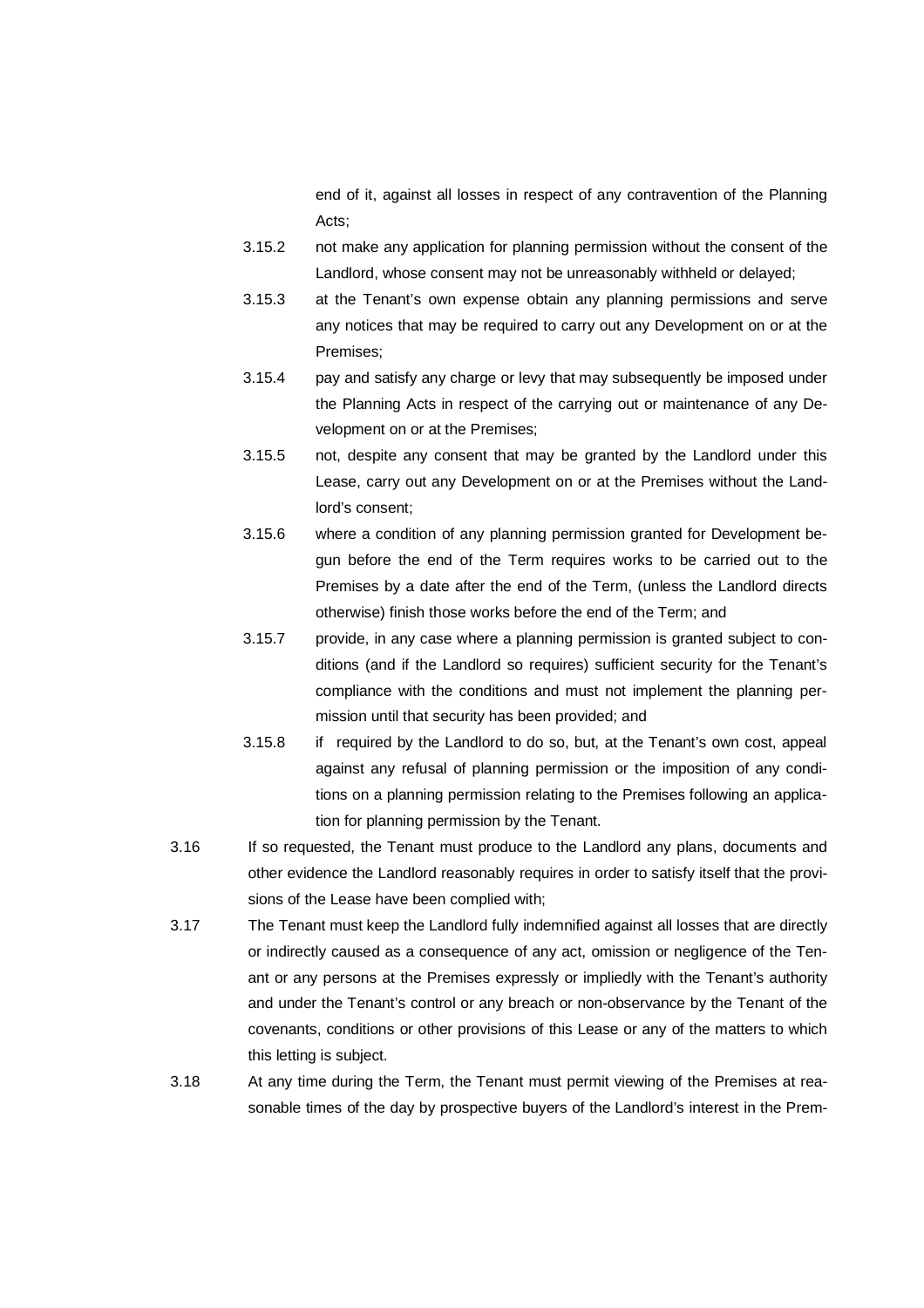end of it, against all losses in respect of any contravention of the Planning Acts;

3.15.2 not make any application for planning permission without the consent of the Landlord, whose consent may not be unreasonably withheld or delayed;

3.15.3 at the Tenant's own expense obtain any planning permissions and serve any notices that may be required to carry out any Development on or at the Premises;

3.15.4 pay and satisfy any charge or levy that may subsequently be imposed under the Planning Acts in respect of the carrying out or maintenance of any Development on or at the Premises;

3.15.5 not, despite any consent that may be granted by the Landlord under this Lease, carry out any Development on or at the Premises without the Landlord's consent;

3.15.6 where a condition of any planning permission granted for Development begun before the end of the Term requires works to be carried out to the Premises by a date after the end of the Term, (unless the Landlord directs otherwise) finish those works before the end of the Term; and

3.15.7 provide, in any case where a planning permission is granted subject to conditions (and if the Landlord so requires) sufficient security for the Tenant's compliance with the conditions and must not implement the planning permission until that security has been provided; and

3.15.8 if required by the Landlord to do so, but, at the Tenant's own cost, appeal against any refusal of planning permission or the imposition of any conditions on a planning permission relating to the Premises following an application for planning permission by the Tenant.

3.16 If so requested, the Tenant must produce to the Landlord any plans, documents and other evidence the Landlord reasonably requires in order to satisfy itself that the provisions of the Lease have been complied with;

3.17 The Tenant must keep the Landlord fully indemnified against all losses that are directly or indirectly caused as a consequence of any act, omission or negligence of the Tenant or any persons at the Premises expressly or impliedly with the Tenant's authority and under the Tenant's control or any breach or non-observance by the Tenant of the covenants, conditions or other provisions of this Lease or any of the matters to which this letting is subject.

3.18 At any time during the Term, the Tenant must permit viewing of the Premises at reasonable times of the day by prospective buyers of the Landlord's interest in the Prem-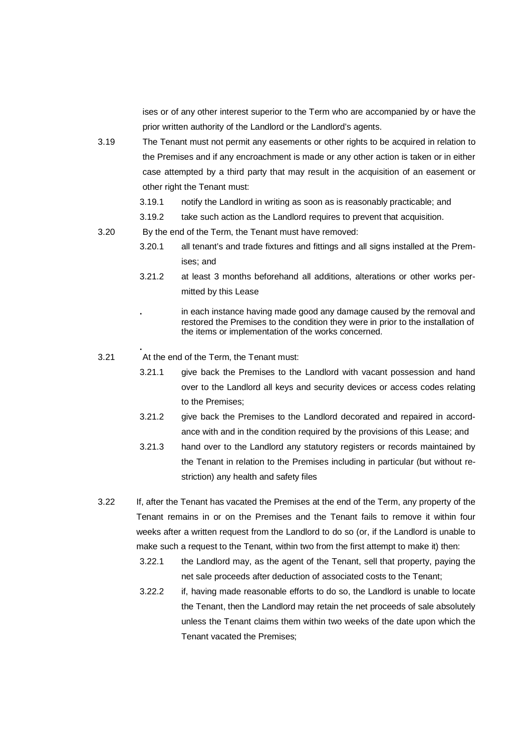ises or of any other interest superior to the Term who are accompanied by or have the prior written authority of the Landlord or the Landlord's agents.

3.19 The Tenant must not permit any easements or other rights to be acquired in relation to the Premises and if any encroachment is made or any other action is taken or in either case attempted by a third party that may result in the acquisition of an easement or other right the Tenant must:

3.19.1 notify the Landlord in writing as soon as is reasonably practicable; and

3.19.2 take such action as the Landlord requires to prevent that acquisition.

3.20 By the end of the Term, the Tenant must have removed:

3.20.1 all tenant's and trade fixtures and fittings and all signs installed at the Premises; and

3.21.2 at least 3 months beforehand all additions, alterations or other works permitted by this Lease

. in each instance having made good any damage caused by the removal and restored the Premises to the condition they were in prior to the installation of the items or implementation of the works concerned.

.

3.21 At the end of the Term, the Tenant must:

3.21.1 give back the Premises to the Landlord with vacant possession and hand over to the Landlord all keys and security devices or access codes relating to the Premises;

3.21.2 give back the Premises to the Landlord decorated and repaired in accordance with and in the condition required by the provisions of this Lease; and

3.21.3 hand over to the Landlord any statutory registers or records maintained by the Tenant in relation to the Premises including in particular (but without restriction) any health and safety files

3.22 If, after the Tenant has vacated the Premises at the end of the Term, any property of the Tenant remains in or on the Premises and the Tenant fails to remove it within four weeks after a written request from the Landlord to do so (or, if the Landlord is unable to make such a request to the Tenant, within two from the first attempt to make it) then:

3.22.1 the Landlord may, as the agent of the Tenant, sell that property, paying the net sale proceeds after deduction of associated costs to the Tenant;

3.22.2 if, having made reasonable efforts to do so, the Landlord is unable to locate the Tenant, then the Landlord may retain the net proceeds of sale absolutely unless the Tenant claims them within two weeks of the date upon which the Tenant vacated the Premises;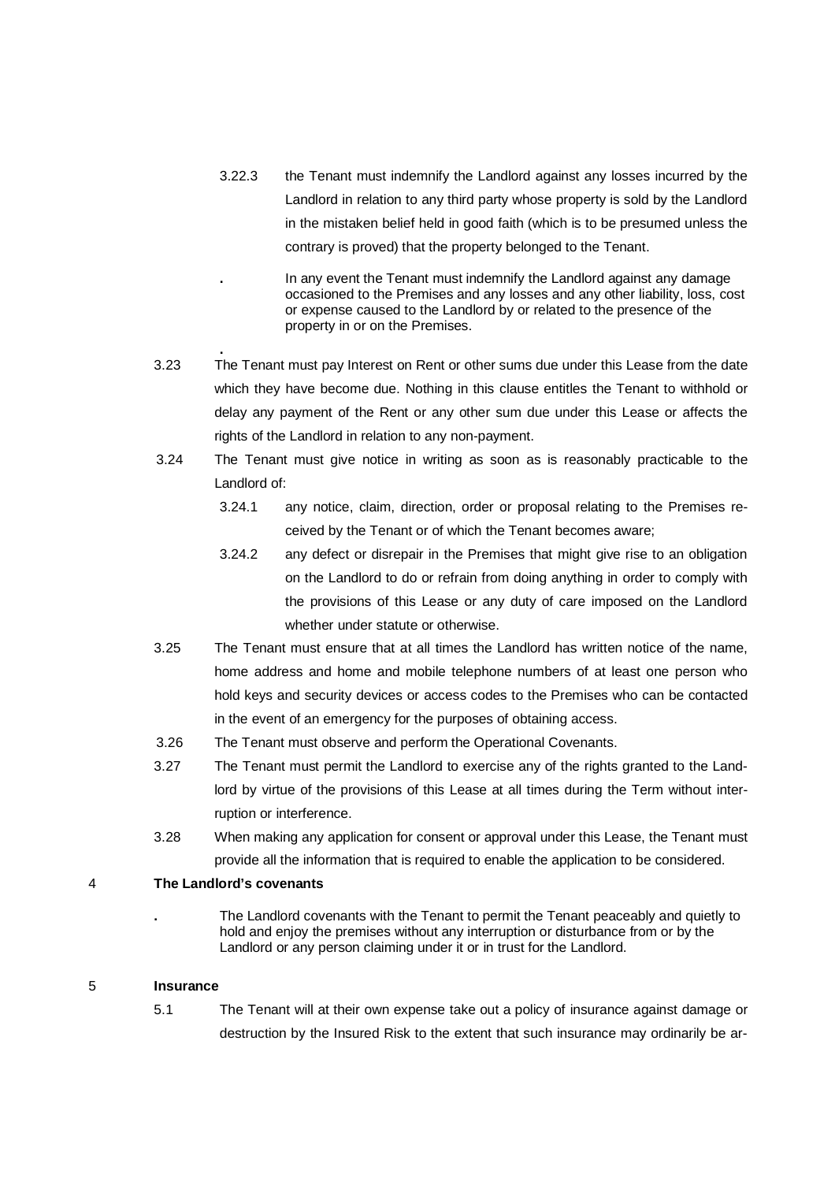3.22.3 the Tenant must indemnify the Landlord against any losses incurred by the Landlord in relation to any third party whose property is sold by the Landlord in the mistaken belief held in good faith (which is to be presumed unless the contrary is proved) that the property belonged to the Tenant.

. In any event the Tenant must indemnify the Landlord against any damage occasioned to the Premises and any losses and any other liability, loss, cost or expense caused to the Landlord by or related to the presence of the property in or on the Premises.

.

3.23 The Tenant must pay Interest on Rent or other sums due under this Lease from the date which they have become due. Nothing in this clause entitles the Tenant to withhold or delay any payment of the Rent or any other sum due under this Lease or affects the rights of the Landlord in relation to any non-payment.

3.24 The Tenant must give notice in writing as soon as is reasonably practicable to the Landlord of:

3.24.1 any notice, claim, direction, order or proposal relating to the Premises received by the Tenant or of which the Tenant becomes aware;

3.24.2 any defect or disrepair in the Premises that might give rise to an obligation on the Landlord to do or refrain from doing anything in order to comply with the provisions of this Lease or any duty of care imposed on the Landlord whether under statute or otherwise.

3.25 The Tenant must ensure that at all times the Landlord has written notice of the name, home address and home and mobile telephone numbers of at least one person who hold keys and security devices or access codes to the Premises who can be contacted in the event of an emergency for the purposes of obtaining access.

3.26 The Tenant must observe and perform the Operational Covenants.

3.27 The Tenant must permit the Landlord to exercise any of the rights granted to the Landlord by virtue of the provisions of this Lease at all times during the Term without interruption or interference.

3.28 When making any application for consent or approval under this Lease, the Tenant must provide all the information that is required to enable the application to be considered.

## 4 The Landlord's covenants

. The Landlord covenants with the Tenant to permit the Tenant peaceably and quietly to hold and enjoy the premises without any interruption or disturbance from or by the Landlord or any person claiming under it or in trust for the Landlord.

## 5 Insurance

5.1 The Tenant will at their own expense take out a policy of insurance against damage or destruction by the Insured Risk to the extent that such insurance may ordinarily be ar-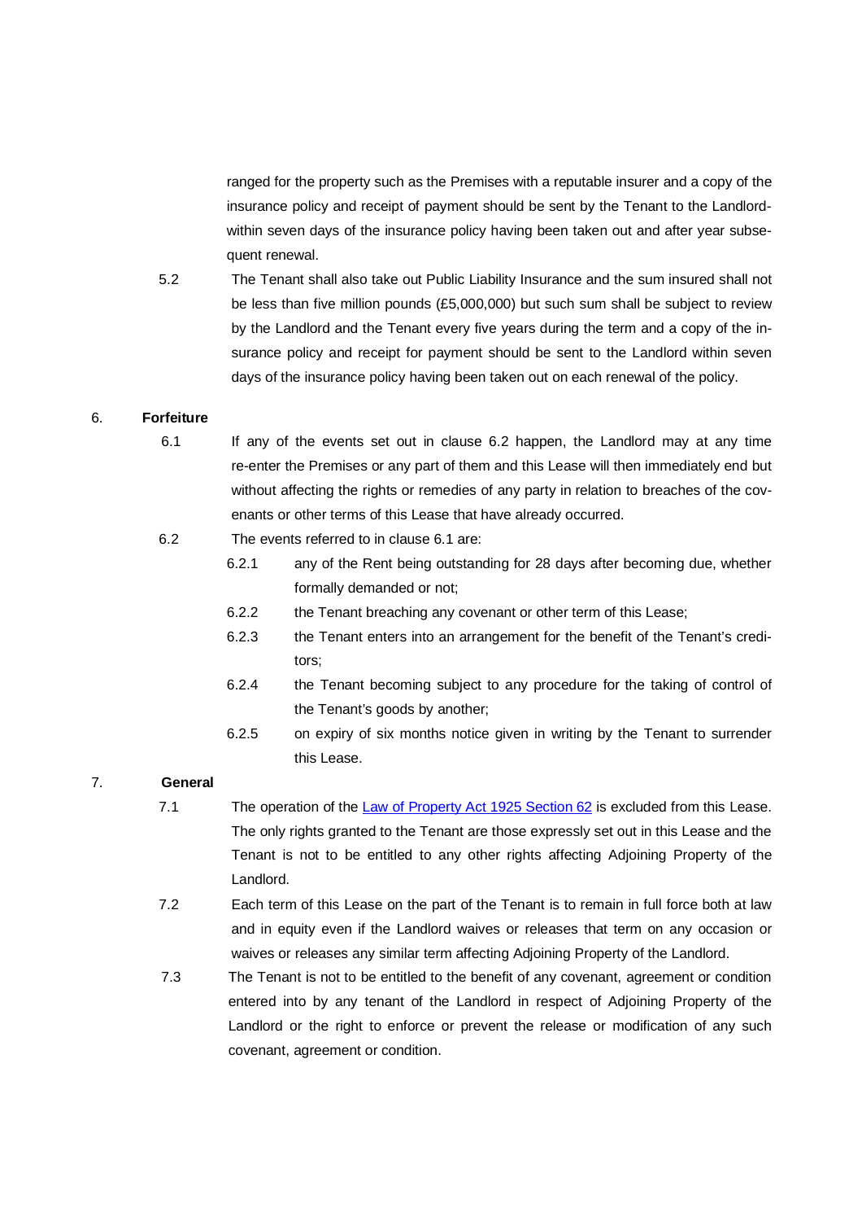ranged for the property such as the Premises with a reputable insurer and a copy of the insurance policy and receipt of payment should be sent by the Tenant to the Landlord-within seven days of the insurance policy having been taken out and after year subsequent renewal.

5.2 The Tenant shall also take out Public Liability Insurance and the sum insured shall not be less than five million pounds (£5,000,000) but such sum shall be subject to review by the Landlord and the Tenant every five years during the term and a copy of the insurance policy and receipt for payment should be sent to the Landlord within seven days of the insurance policy having been taken out on each renewal of the policy.

6. **Forfeiture**

6.1 If any of the events set out in clause 6.2 happen, the Landlord may at any time re-enter the Premises or any part of them and this Lease will then immediately end but without affecting the rights or remedies of any party in relation to breaches of the covenants or other terms of this Lease that have already occurred.

6.2 The events referred to in clause 6.1 are:

6.2.1 any of the Rent being outstanding for 28 days after becoming due, whether formally demanded or not;

6.2.2 the Tenant breaching any covenant or other term of this Lease;

6.2.3 the Tenant enters into an arrangement for the benefit of the Tenant's creditors;

6.2.4 the Tenant becoming subject to any procedure for the taking of control of the Tenant's goods by another;

6.2.5 on expiry of six months notice given in writing by the Tenant to surrender this Lease.

7. **General**

7.1 The operation of the [Law of Property Act 1925 Section 62] is excluded from this Lease. The only rights granted to the Tenant are those expressly set out in this Lease and the Tenant is not to be entitled to any other rights affecting Adjoining Property of the Landlord.

7.2 Each term of this Lease on the part of the Tenant is to remain in full force both at law and in equity even if the Landlord waives or releases that term on any occasion or waives or releases any similar term affecting Adjoining Property of the Landlord.

7.3 The Tenant is not to be entitled to the benefit of any covenant, agreement or condition entered into by any tenant of the Landlord in respect of Adjoining Property of the Landlord or the right to enforce or prevent the release or modification of any such covenant, agreement or condition.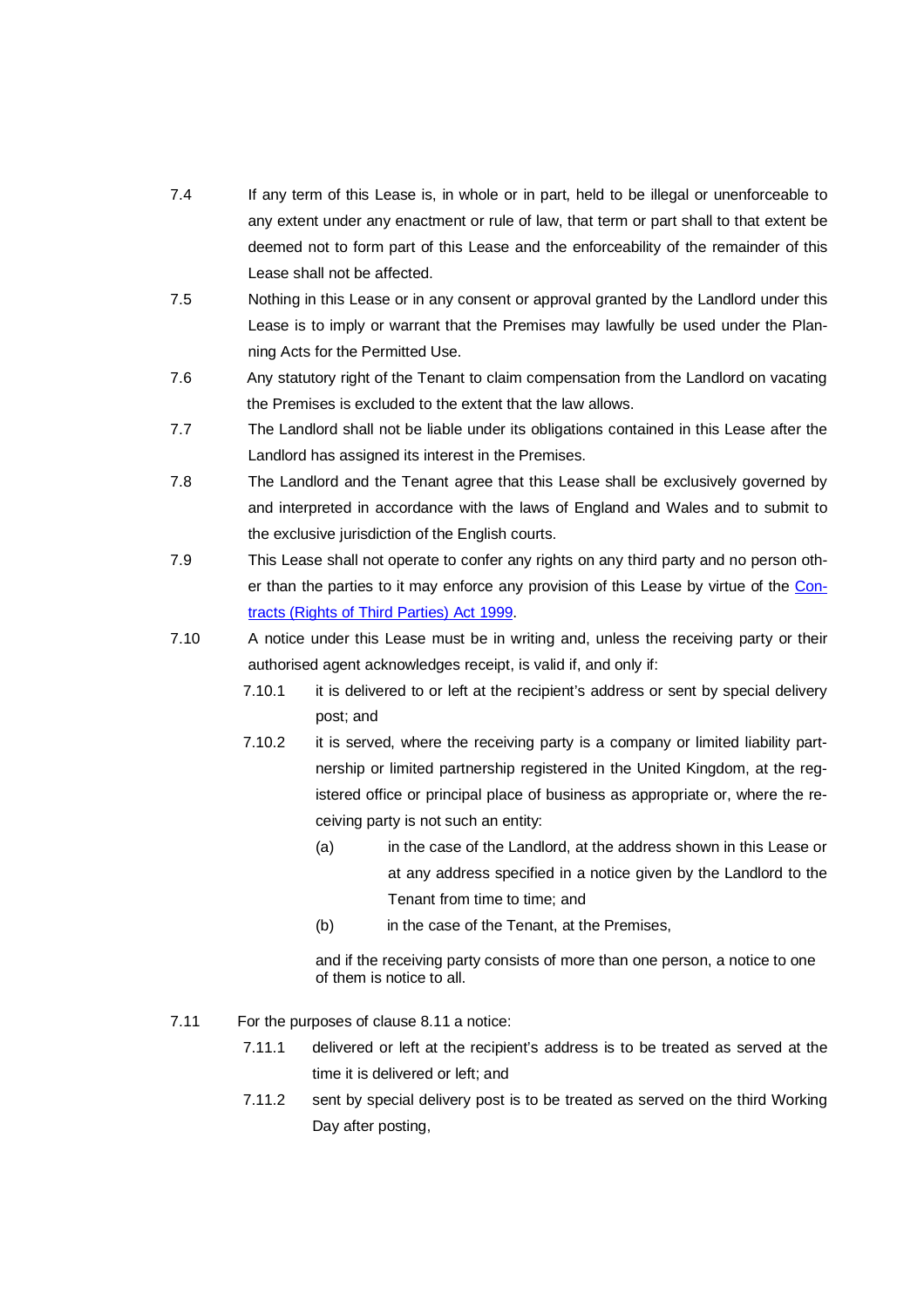7.4 If any term of this Lease is, in whole or in part, held to be illegal or unenforceable to any extent under any enactment or rule of law, that term or part shall to that extent be deemed not to form part of this Lease and the enforceability of the remainder of this Lease shall not be affected.

7.5 Nothing in this Lease or in any consent or approval granted by the Landlord under this Lease is to imply or warrant that the Premises may lawfully be used under the Planning Acts for the Permitted Use.

7.6 Any statutory right of the Tenant to claim compensation from the Landlord on vacating the Premises is excluded to the extent that the law allows.

7.7 The Landlord shall not be liable under its obligations contained in this Lease after the Landlord has assigned its interest in the Premises.

7.8 The Landlord and the Tenant agree that this Lease shall be exclusively governed by and interpreted in accordance with the laws of England and Wales and to submit to the exclusive jurisdiction of the English courts.

7.9 This Lease shall not operate to confer any rights on any third party and no person other than the parties to it may enforce any provision of this Lease by virtue of the Contracts (Rights of Third Parties) Act 1999.

7.10 A notice under this Lease must be in writing and, unless the receiving party or their authorised agent acknowledges receipt, is valid if, and only if:

7.10.1 it is delivered to or left at the recipient's address or sent by special delivery post; and

7.10.2 it is served, where the receiving party is a company or limited liability partnership or limited partnership registered in the United Kingdom, at the registered office or principal place of business as appropriate or, where the receiving party is not such an entity:

(a) in the case of the Landlord, at the address shown in this Lease or at any address specified in a notice given by the Landlord to the Tenant from time to time; and

(b) in the case of the Tenant, at the Premises,

and if the receiving party consists of more than one person, a notice to one of them is notice to all.

7.11 For the purposes of clause 8.11 a notice:

7.11.1 delivered or left at the recipient's address is to be treated as served at the time it is delivered or left; and

7.11.2 sent by special delivery post is to be treated as served on the third Working Day after posting,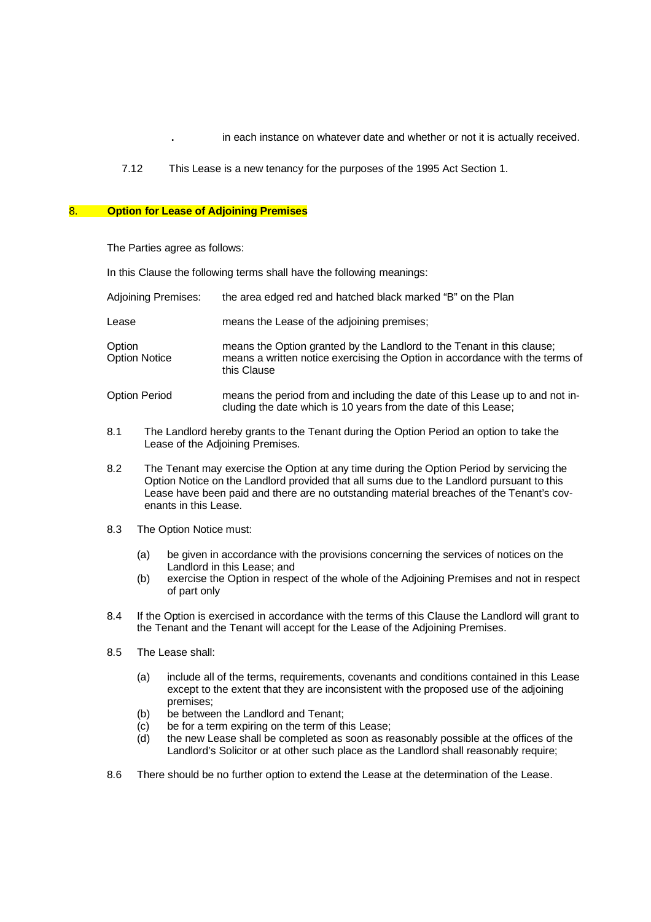. in each instance on whatever date and whether or not it is actually received.

7.12 This Lease is a new tenancy for the purposes of the 1995 Act Section 1.

## 8. Option for Lease of Adjoining Premises

The Parties agree as follows:

In this Clause the following terms shall have the following meanings:

| | |
|---|---|
| Adjoining Premises: | the area edged red and hatched black marked "B" on the Plan |
| Lease | means the Lease of the adjoining premises; |
| Option | means the Option granted by the Landlord to the Tenant in this clause; |
| Option Notice | means a written notice exercising the Option in accordance with the terms of this Clause |
| Option Period | means the period from and including the date of this Lease up to and not including the date which is 10 years from the date of this Lease; |

8.1 The Landlord hereby grants to the Tenant during the Option Period an option to take the Lease of the Adjoining Premises.

8.2 The Tenant may exercise the Option at any time during the Option Period by servicing the Option Notice on the Landlord provided that all sums due to the Landlord pursuant to this Lease have been paid and there are no outstanding material breaches of the Tenant's covenants in this Lease.

8.3 The Option Notice must:

- (a) be given in accordance with the provisions concerning the services of notices on the Landlord in this Lease; and
- (b) exercise the Option in respect of the whole of the Adjoining Premises and not in respect of part only

8.4 If the Option is exercised in accordance with the terms of this Clause the Landlord will grant to the Tenant and the Tenant will accept for the Lease of the Adjoining Premises.

8.5 The Lease shall:

- (a) include all of the terms, requirements, covenants and conditions contained in this Lease except to the extent that they are inconsistent with the proposed use of the adjoining premises;
- (b) be between the Landlord and Tenant;
- (c) be for a term expiring on the term of this Lease;
- (d) the new Lease shall be completed as soon as reasonably possible at the offices of the Landlord's Solicitor or at other such place as the Landlord shall reasonably require;

8.6 There should be no further option to extend the Lease at the determination of the Lease.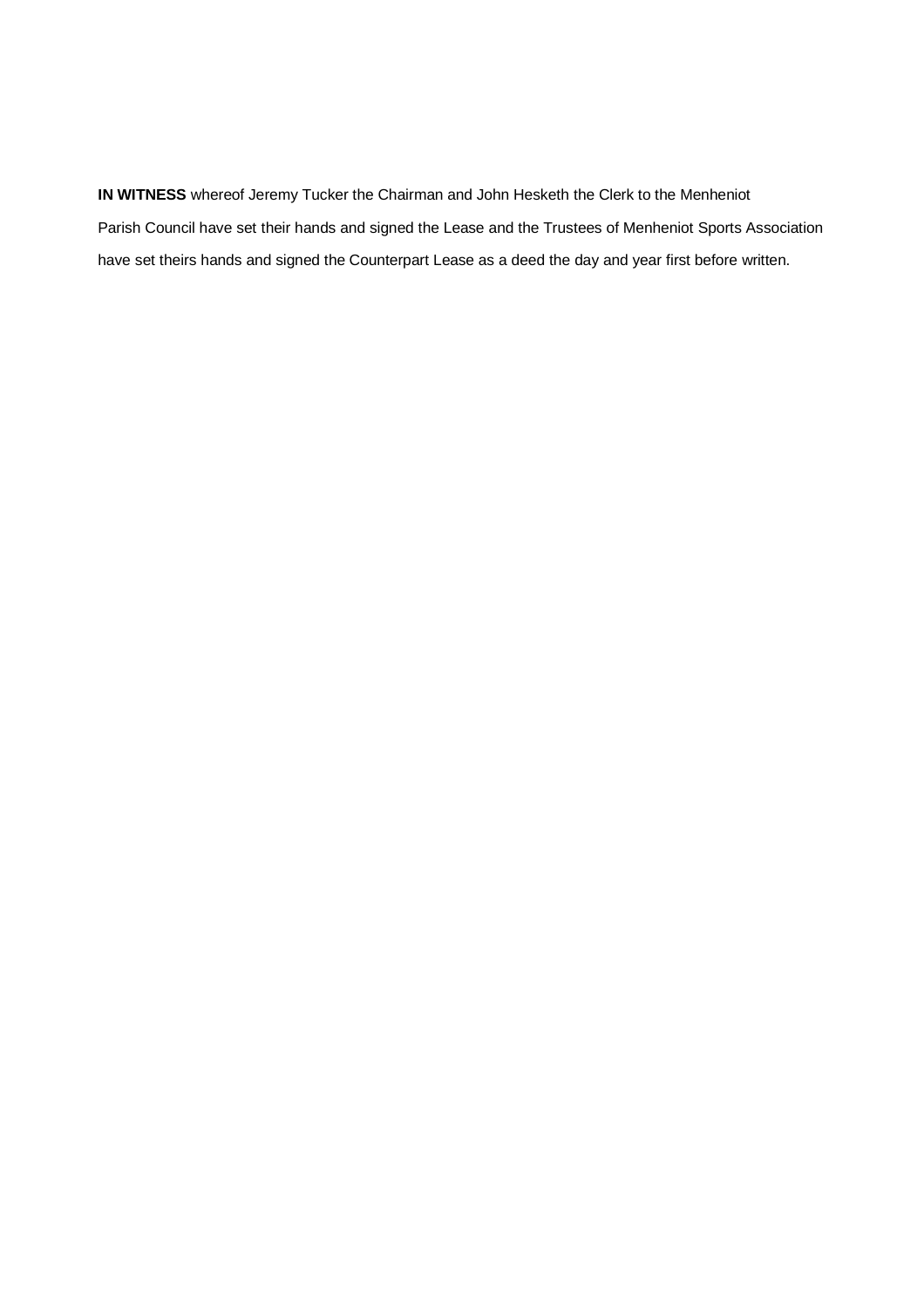**IN WITNESS** whereof Jeremy Tucker the Chairman and John Hesketh the Clerk to the Menheniot Parish Council have set their hands and signed the Lease and the Trustees of Menheniot Sports Association have set theirs hands and signed the Counterpart Lease as a deed the day and year first before written.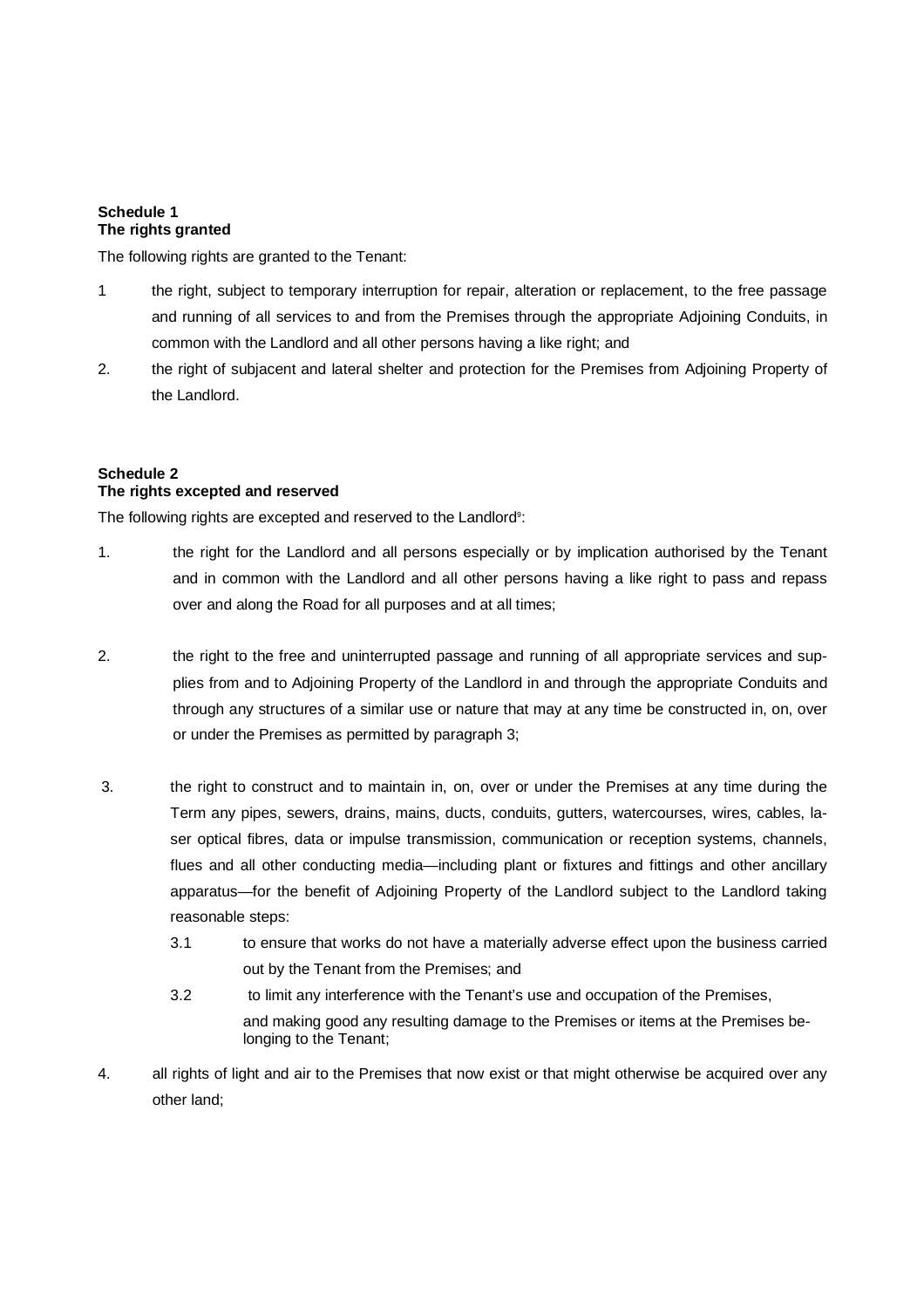**Schedule 1**
**The rights granted**

The following rights are granted to the Tenant:

1 the right, subject to temporary interruption for repair, alteration or replacement, to the free passage and running of all services to and from the Premises through the appropriate Adjoining Conduits, in common with the Landlord and all other persons having a like right; and

2. the right of subjacent and lateral shelter and protection for the Premises from Adjoining Property of the Landlord.

**Schedule 2**
**The rights excepted and reserved**

The following rights are excepted and reserved to the Landlord[9]:

1. the right for the Landlord and all persons especially or by implication authorised by the Tenant and in common with the Landlord and all other persons having a like right to pass and repass over and along the Road for all purposes and at all times;

2. the right to the free and uninterrupted passage and running of all appropriate services and supplies from and to Adjoining Property of the Landlord in and through the appropriate Conduits and through any structures of a similar use or nature that may at any time be constructed in, on, over or under the Premises as permitted by paragraph 3;

3. the right to construct and to maintain in, on, over or under the Premises at any time during the Term any pipes, sewers, drains, mains, ducts, conduits, gutters, watercourses, wires, cables, laser optical fibres, data or impulse transmission, communication or reception systems, channels, flues and all other conducting media—including plant or fixtures and fittings and other ancillary apparatus—for the benefit of Adjoining Property of the Landlord subject to the Landlord taking reasonable steps:

   3.1 to ensure that works do not have a materially adverse effect upon the business carried out by the Tenant from the Premises; and

   3.2 to limit any interference with the Tenant's use and occupation of the Premises,

   and making good any resulting damage to the Premises or items at the Premises belonging to the Tenant;

4. all rights of light and air to the Premises that now exist or that might otherwise be acquired over any other land;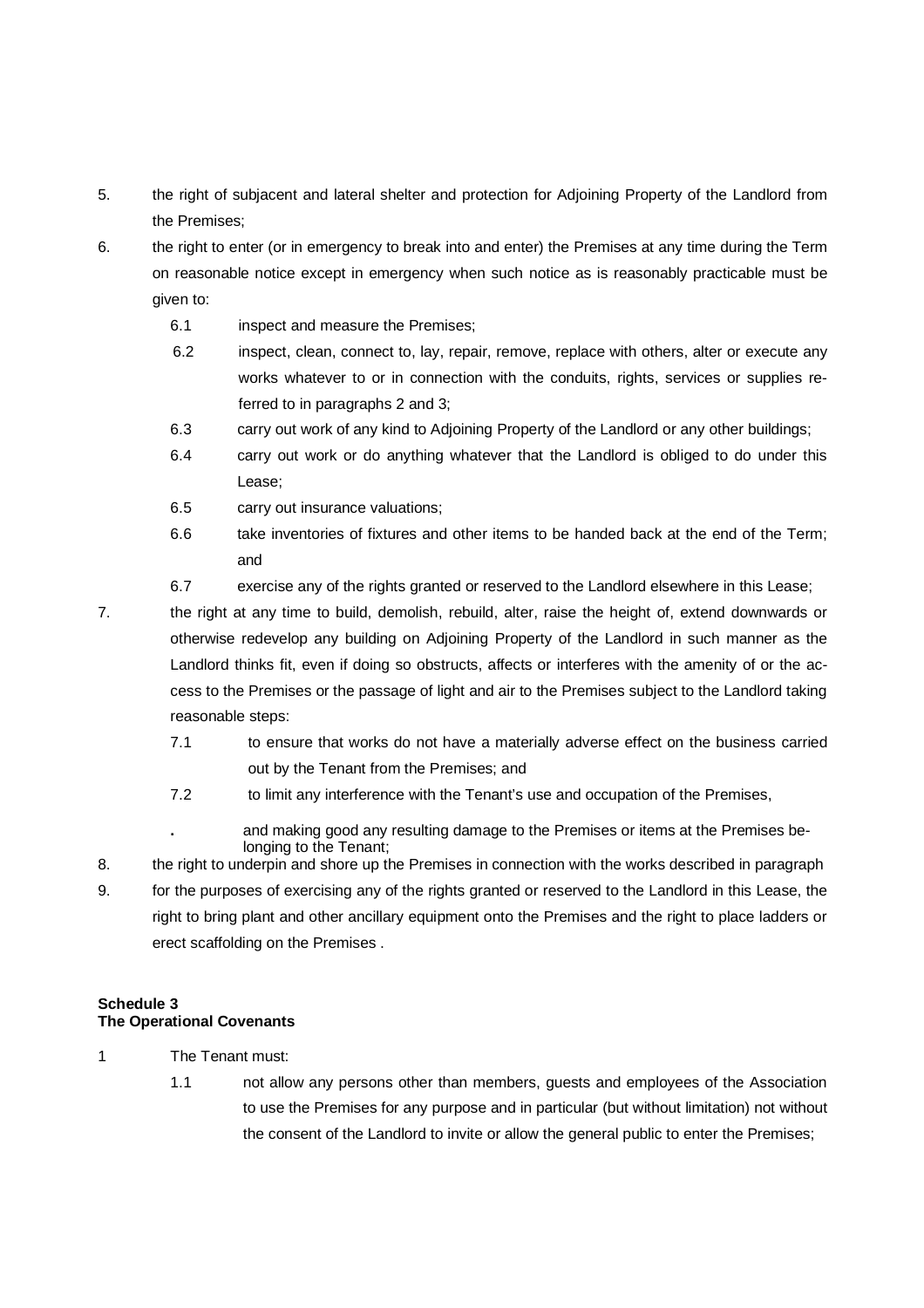5. the right of subjacent and lateral shelter and protection for Adjoining Property of the Landlord from the Premises;

6. the right to enter (or in emergency to break into and enter) the Premises at any time during the Term on reasonable notice except in emergency when such notice as is reasonably practicable must be given to:

   6.1 inspect and measure the Premises;

   6.2 inspect, clean, connect to, lay, repair, remove, replace with others, alter or execute any works whatever to or in connection with the conduits, rights, services or supplies referred to in paragraphs 2 and 3;

   6.3 carry out work of any kind to Adjoining Property of the Landlord or any other buildings;

   6.4 carry out work or do anything whatever that the Landlord is obliged to do under this Lease;

   6.5 carry out insurance valuations;

   6.6 take inventories of fixtures and other items to be handed back at the end of the Term; and

   6.7 exercise any of the rights granted or reserved to the Landlord elsewhere in this Lease;

7. the right at any time to build, demolish, rebuild, alter, raise the height of, extend downwards or otherwise redevelop any building on Adjoining Property of the Landlord in such manner as the Landlord thinks fit, even if doing so obstructs, affects or interferes with the amenity of or the access to the Premises or the passage of light and air to the Premises subject to the Landlord taking reasonable steps:

   7.1 to ensure that works do not have a materially adverse effect on the business carried out by the Tenant from the Premises; and

   7.2 to limit any interference with the Tenant's use and occupation of the Premises,

   . and making good any resulting damage to the Premises or items at the Premises belonging to the Tenant;

8. the right to underpin and shore up the Premises in connection with the works described in paragraph

9. for the purposes of exercising any of the rights granted or reserved to the Landlord in this Lease, the right to bring plant and other ancillary equipment onto the Premises and the right to place ladders or erect scaffolding on the Premises .

**Schedule 3**
**The Operational Covenants**

1 The Tenant must:

   1.1 not allow any persons other than members, guests and employees of the Association to use the Premises for any purpose and in particular (but without limitation) not without the consent of the Landlord to invite or allow the general public to enter the Premises;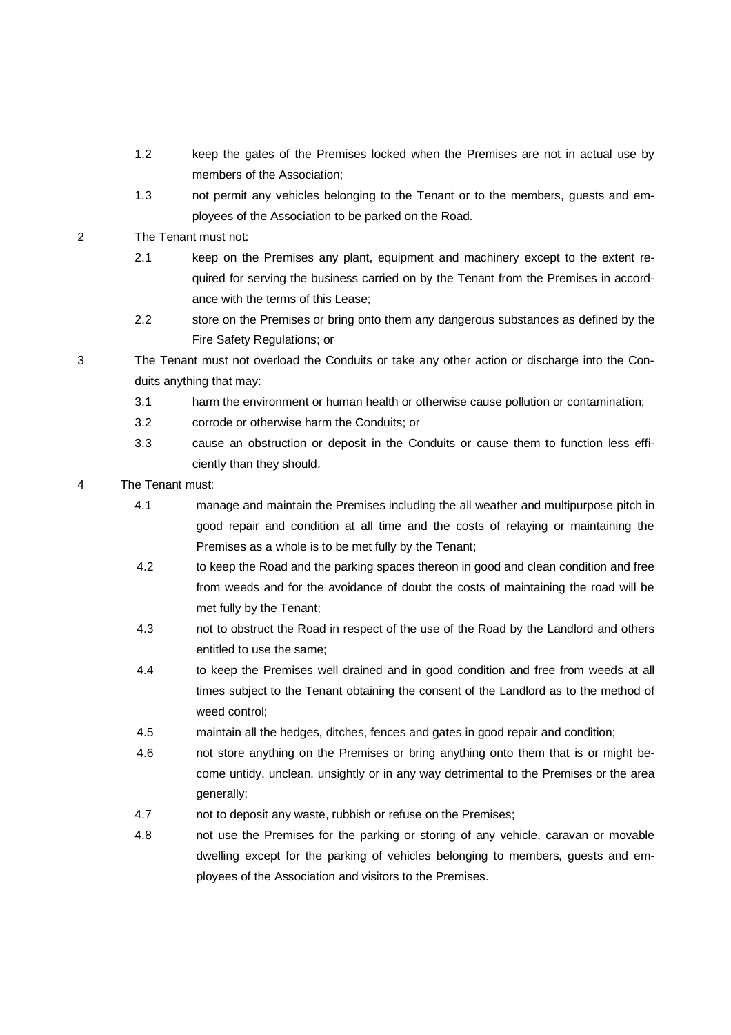1.2 keep the gates of the Premises locked when the Premises are not in actual use by members of the Association;

1.3 not permit any vehicles belonging to the Tenant or to the members, guests and employees of the Association to be parked on the Road.

2 The Tenant must not:

2.1 keep on the Premises any plant, equipment and machinery except to the extent required for serving the business carried on by the Tenant from the Premises in accordance with the terms of this Lease;

2.2 store on the Premises or bring onto them any dangerous substances as defined by the Fire Safety Regulations; or

3 The Tenant must not overload the Conduits or take any other action or discharge into the Conduits anything that may:

3.1 harm the environment or human health or otherwise cause pollution or contamination;

3.2 corrode or otherwise harm the Conduits; or

3.3 cause an obstruction or deposit in the Conduits or cause them to function less efficiently than they should.

4 The Tenant must:

4.1 manage and maintain the Premises including the all weather and multipurpose pitch in good repair and condition at all time and the costs of relaying or maintaining the Premises as a whole is to be met fully by the Tenant;

4.2 to keep the Road and the parking spaces thereon in good and clean condition and free from weeds and for the avoidance of doubt the costs of maintaining the road will be met fully by the Tenant;

4.3 not to obstruct the Road in respect of the use of the Road by the Landlord and others entitled to use the same;

4.4 to keep the Premises well drained and in good condition and free from weeds at all times subject to the Tenant obtaining the consent of the Landlord as to the method of weed control;

4.5 maintain all the hedges, ditches, fences and gates in good repair and condition;

4.6 not store anything on the Premises or bring anything onto them that is or might become untidy, unclean, unsightly or in any way detrimental to the Premises or the area generally;

4.7 not to deposit any waste, rubbish or refuse on the Premises;

4.8 not use the Premises for the parking or storing of any vehicle, caravan or movable dwelling except for the parking of vehicles belonging to members, guests and employees of the Association and visitors to the Premises.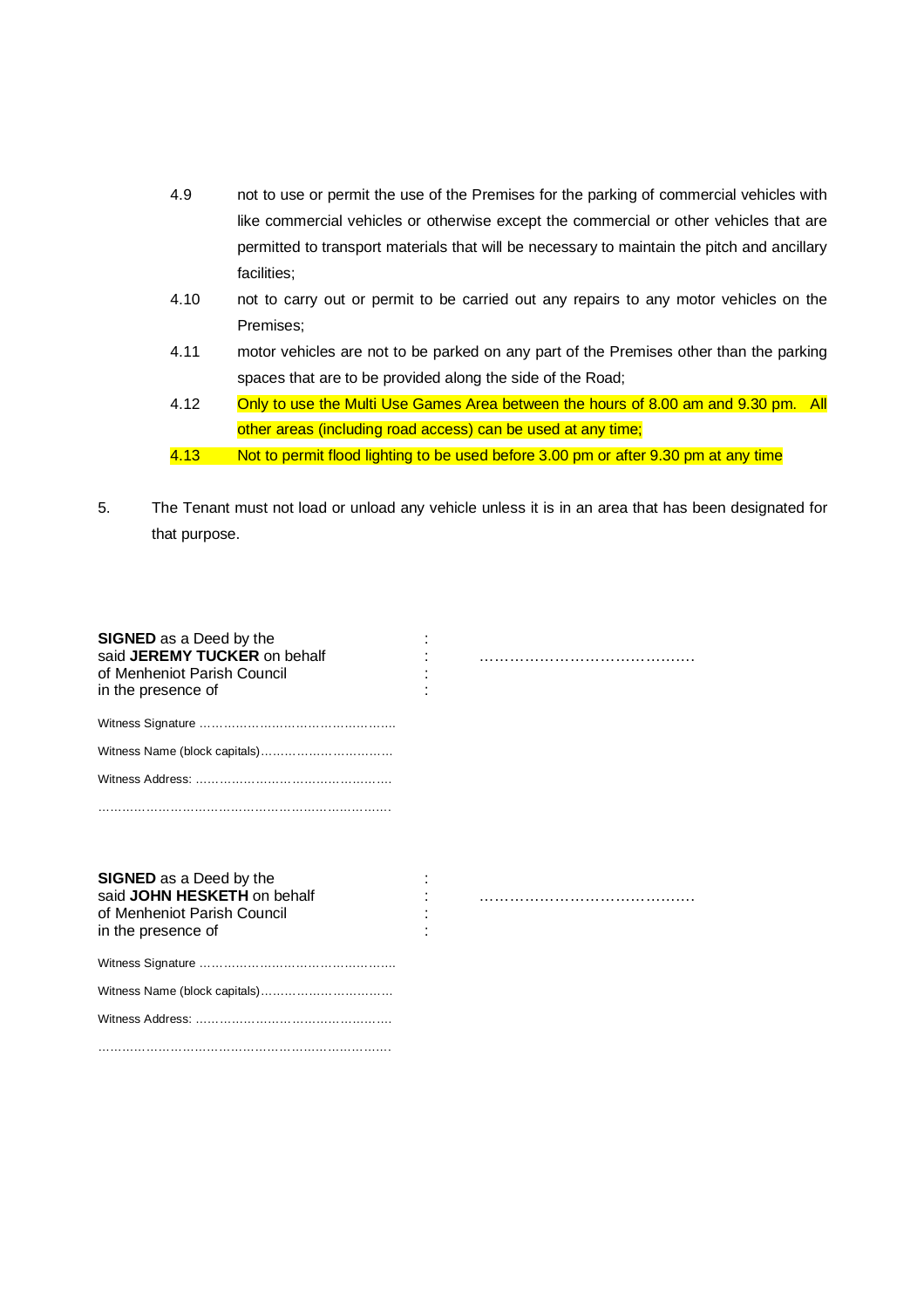4.9 not to use or permit the use of the Premises for the parking of commercial vehicles with like commercial vehicles or otherwise except the commercial or other vehicles that are permitted to transport materials that will be necessary to maintain the pitch and ancillary facilities;

4.10 not to carry out or permit to be carried out any repairs to any motor vehicles on the Premises;

4.11 motor vehicles are not to be parked on any part of the Premises other than the parking spaces that are to be provided along the side of the Road;

4.12 Only to use the Multi Use Games Area between the hours of 8.00 am and 9.30 pm. All other areas (including road access) can be used at any time;

4.13 Not to permit flood lighting to be used before 3.00 pm or after 9.30 pm at any time

5. The Tenant must not load or unload any vehicle unless it is in an area that has been designated for that purpose.

**SIGNED** as a Deed by the said **JEREMY TUCKER** on behalf of Menheniot Parish Council in the presence of : ……………………………………

Witness Signature …………………………………………

Witness Name (block capitals)……………………………

Witness Address: ……………………………………………

……………………………………………………………………

**SIGNED** as a Deed by the said **JOHN HESKETH** on behalf of Menheniot Parish Council in the presence of : ……………………………………

Witness Signature …………………………………………

Witness Name (block capitals)……………………………

Witness Address: ……………………………………………

……………………………………………………………………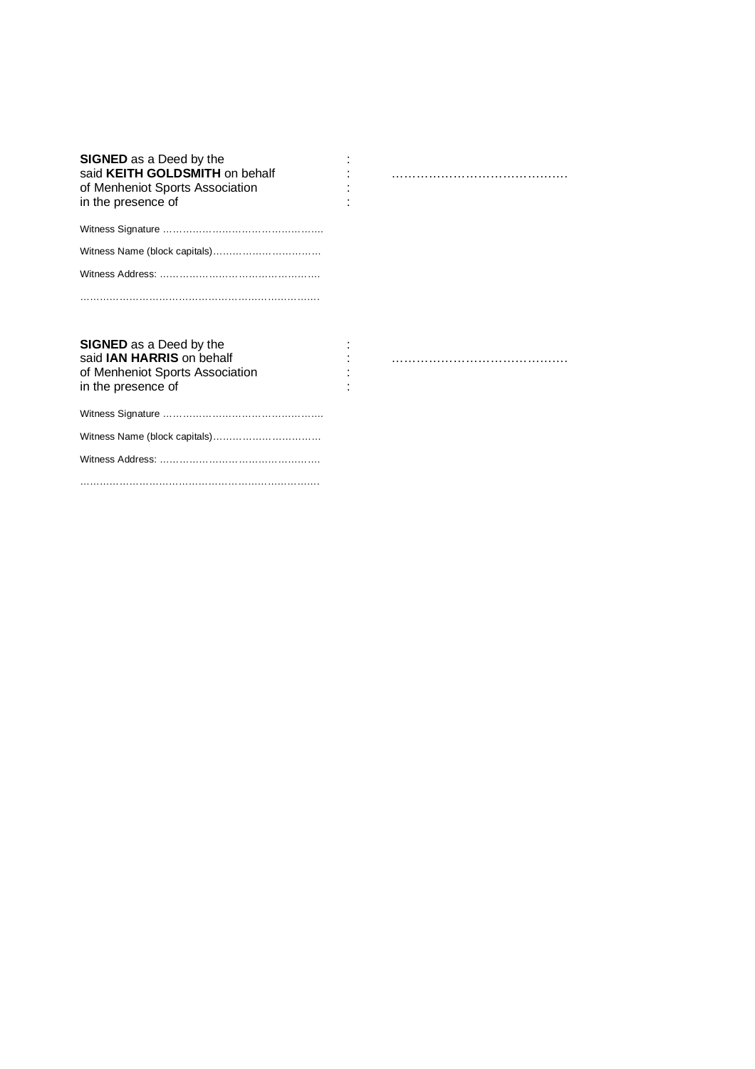**SIGNED** as a Deed by the :
said **KEITH GOLDSMITH** on behalf : ……………………………………
of Menheniot Sports Association :
in the presence of :

Witness Signature …………………………………………

Witness Name (block capitals)……………………………

Witness Address: ……………………………………….

……………………………………………………………….

**SIGNED** as a Deed by the :
said **IAN HARRIS** on behalf : ……………………………………
of Menheniot Sports Association :
in the presence of :

Witness Signature …………………………………………

Witness Name (block capitals)……………………………

Witness Address: ……………………………………….

……………………………………………………………….